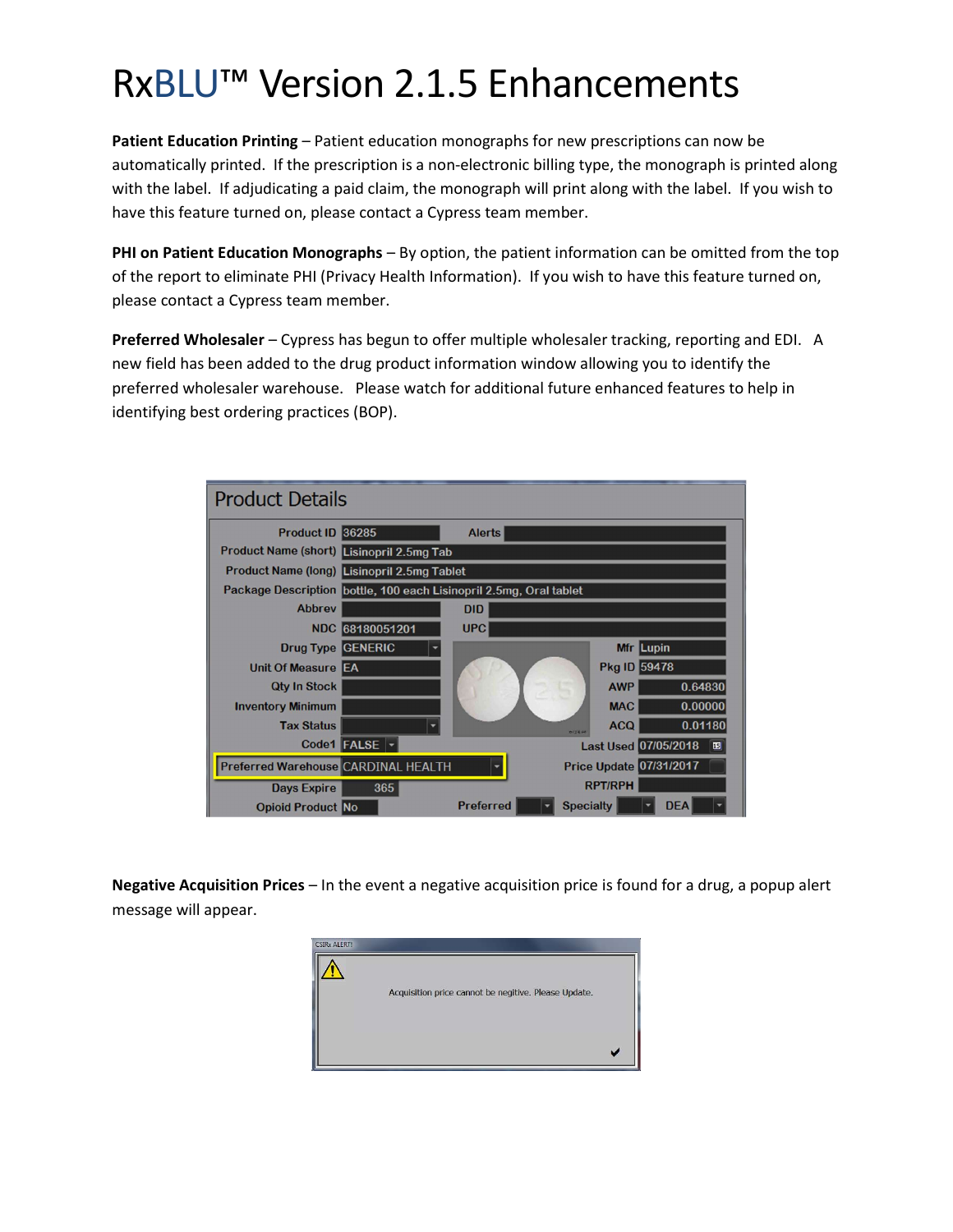# RxBLU™ Version 2.1.5 Enhancements

**Patient Education Printing** – Patient education monographs for new prescriptions can now be automatically printed. If the prescription is a non-electronic billing type, the monograph is printed along with the label. If adjudicating a paid claim, the monograph will print along with the label. If you wish to have this feature turned on, please contact a Cypress team member.

**PHI on Patient Education Monographs** – By option, the patient information can be omitted from the top of the report to eliminate PHI (Privacy Health Information). If you wish to have this feature turned on, please contact a Cypress team member.

**Preferred Wholesaler** – Cypress has begun to offer multiple wholesaler tracking, reporting and EDI. A new field has been added to the drug product information window allowing you to identify the preferred wholesaler warehouse. Please watch for additional future enhanced features to help in identifying best ordering practices (BOP).

**Negative Acquisition Prices** – In the event a negative acquisition price is found for a drug, a popup alert message will appear.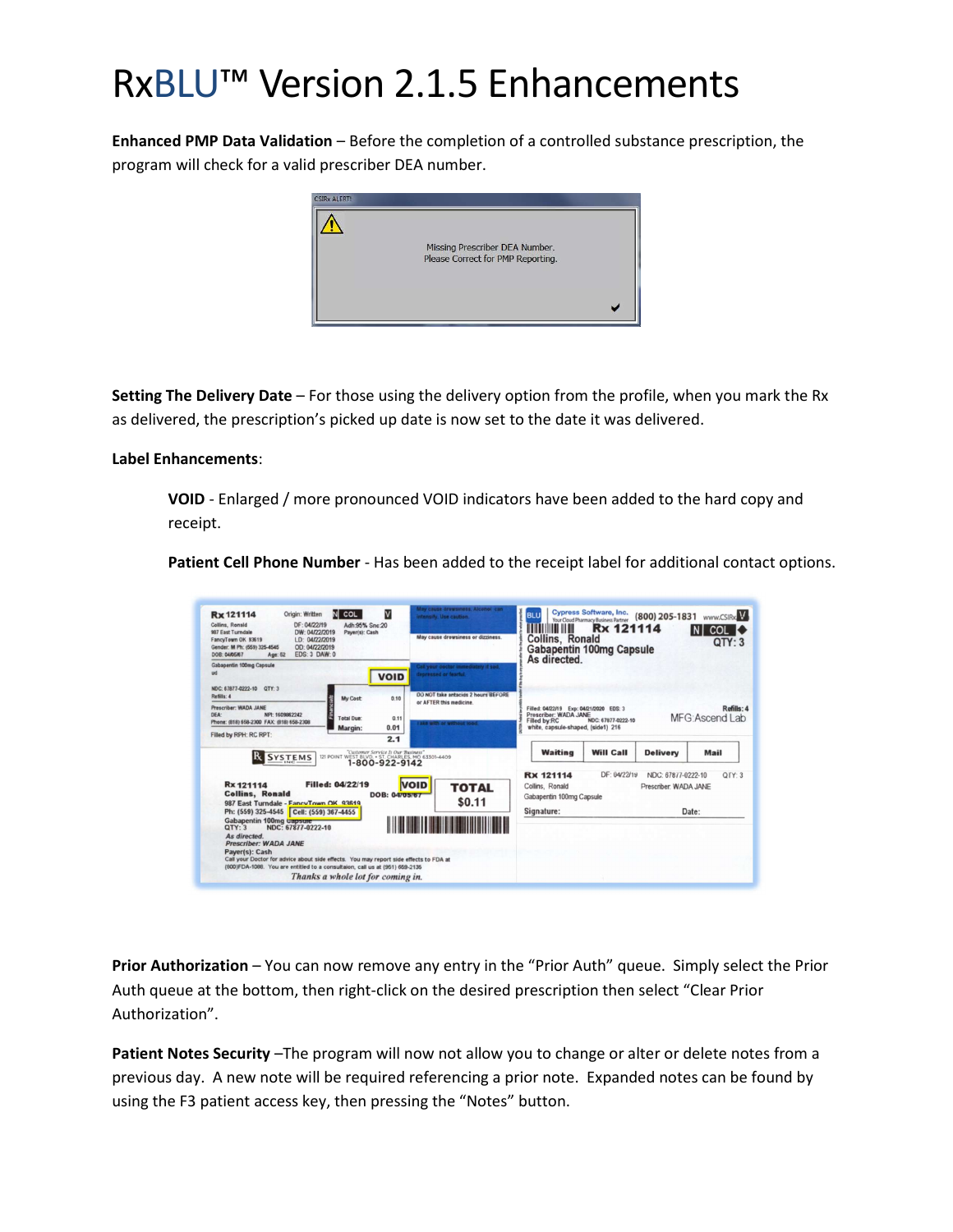# RxBLU™ Version 2.1.5 Enhancements

**Enhanced PMP Data Validation** – Before the completion of a controlled substance prescription, the program will check for a valid prescriber DEA number.

**Setting The Delivery Date** – For those using the delivery option from the profile, when you mark the Rx as delivered, the prescription's picked up date is now set to the date it was delivered.

**Label Enhancements**:

> **VOID** - Enlarged / more pronounced VOID indicators have been added to the hard copy and receipt.
>
> **Patient Cell Phone Number** - Has been added to the receipt label for additional contact options.

**Prior Authorization** – You can now remove any entry in the "Prior Auth" queue. Simply select the Prior Auth queue at the bottom, then right-click on the desired prescription then select "Clear Prior Authorization".

**Patient Notes Security** –The program will now not allow you to change or alter or delete notes from a previous day. A new note will be required referencing a prior note. Expanded notes can be found by using the F3 patient access key, then pressing the "Notes" button.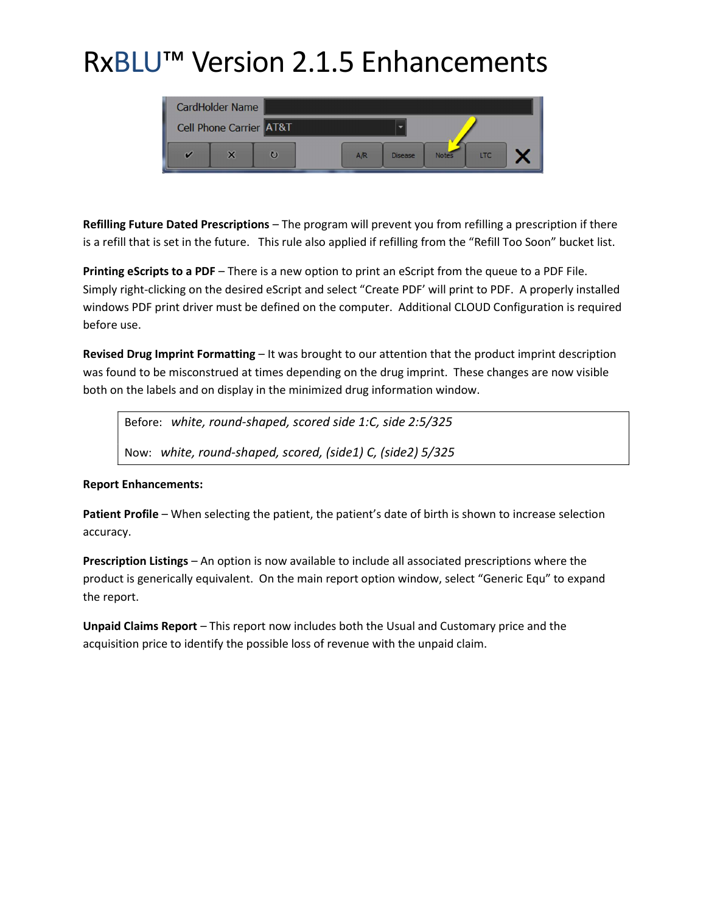# RxBLU™ Version 2.1.5 Enhancements

**Refilling Future Dated Prescriptions** – The program will prevent you from refilling a prescription if there is a refill that is set in the future. This rule also applied if refilling from the "Refill Too Soon" bucket list.

**Printing eScripts to a PDF** – There is a new option to print an eScript from the queue to a PDF File. Simply right-clicking on the desired eScript and select "Create PDF' will print to PDF. A properly installed windows PDF print driver must be defined on the computer. Additional CLOUD Configuration is required before use.

**Revised Drug Imprint Formatting** – It was brought to our attention that the product imprint description was found to be misconstrued at times depending on the drug imprint. These changes are now visible both on the labels and on display in the minimized drug information window.

> Before: *white, round-shaped, scored side 1:C, side 2:5/325*
>
> Now: *white, round-shaped, scored, (side1) C, (side2) 5/325*

**Report Enhancements:**

**Patient Profile** – When selecting the patient, the patient's date of birth is shown to increase selection accuracy.

**Prescription Listings** – An option is now available to include all associated prescriptions where the product is generically equivalent. On the main report option window, select "Generic Equ" to expand the report.

**Unpaid Claims Report** – This report now includes both the Usual and Customary price and the acquisition price to identify the possible loss of revenue with the unpaid claim.